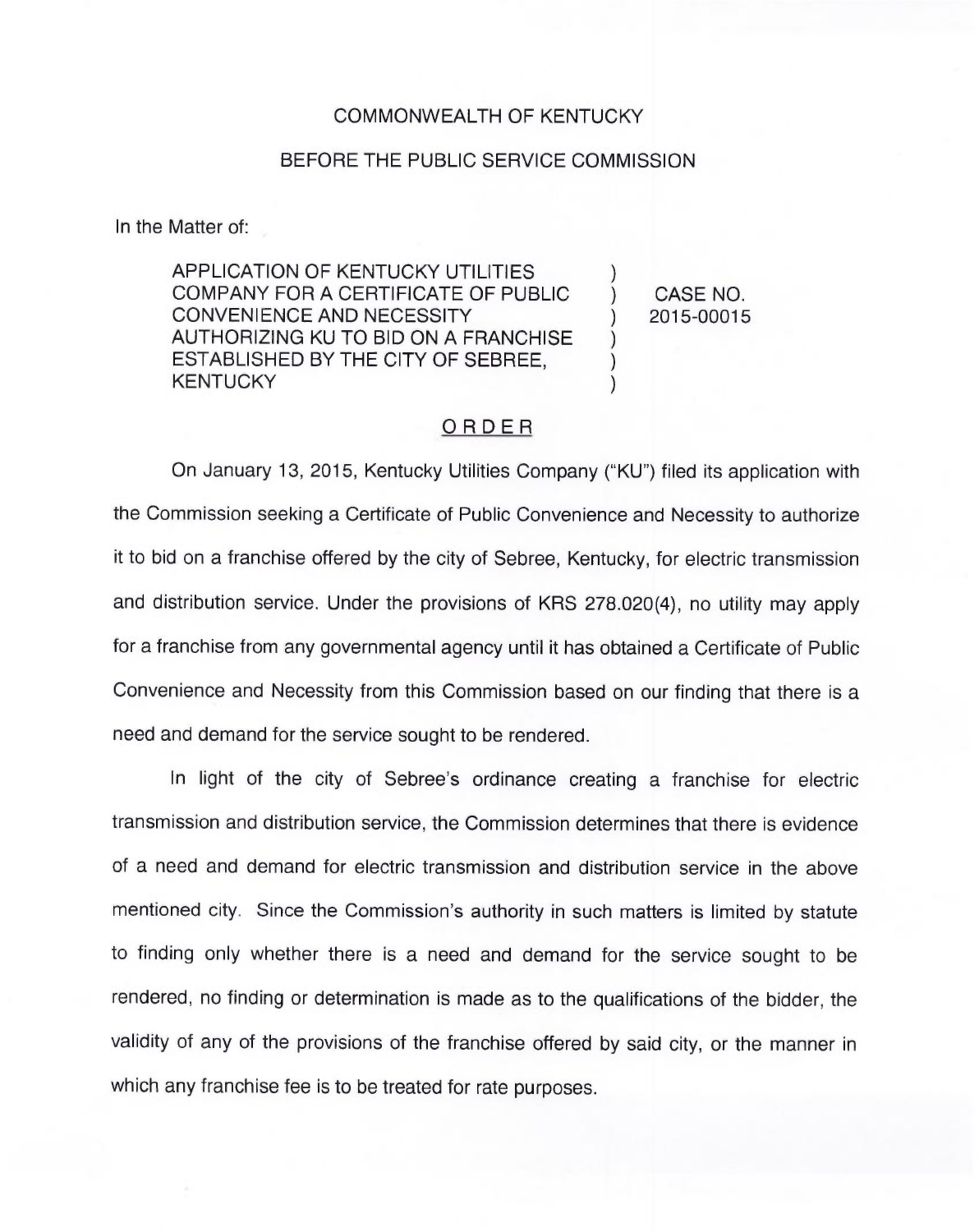COMMONWEALTH OF KENTUCKY

BEFORE THE PUBLIC SERVICE COMMISSION

In the Matter of:

| | | |
|---|---|---|
| APPLICATION OF KENTUCKY UTILITIES COMPANY FOR A CERTIFICATE OF PUBLIC CONVENIENCE AND NECESSITY AUTHORIZING KU TO BID ON A FRANCHISE ESTABLISHED BY THE CITY OF SEBREE, KENTUCKY | ) ) ) ) ) ) | CASE NO. 2015-00015 |

## ORDER

On January 13, 2015, Kentucky Utilities Company ("KU") filed its application with the Commission seeking a Certificate of Public Convenience and Necessity to authorize it to bid on a franchise offered by the city of Sebree, Kentucky, for electric transmission and distribution service. Under the provisions of KRS 278.020(4), no utility may apply for a franchise from any governmental agency until it has obtained a Certificate of Public Convenience and Necessity from this Commission based on our finding that there is a need and demand for the service sought to be rendered.

In light of the city of Sebree's ordinance creating a franchise for electric transmission and distribution service, the Commission determines that there is evidence of a need and demand for electric transmission and distribution service in the above mentioned city. Since the Commission's authority in such matters is limited by statute to finding only whether there is a need and demand for the service sought to be rendered, no finding or determination is made as to the qualifications of the bidder, the validity of any of the provisions of the franchise offered by said city, or the manner in which any franchise fee is to be treated for rate purposes.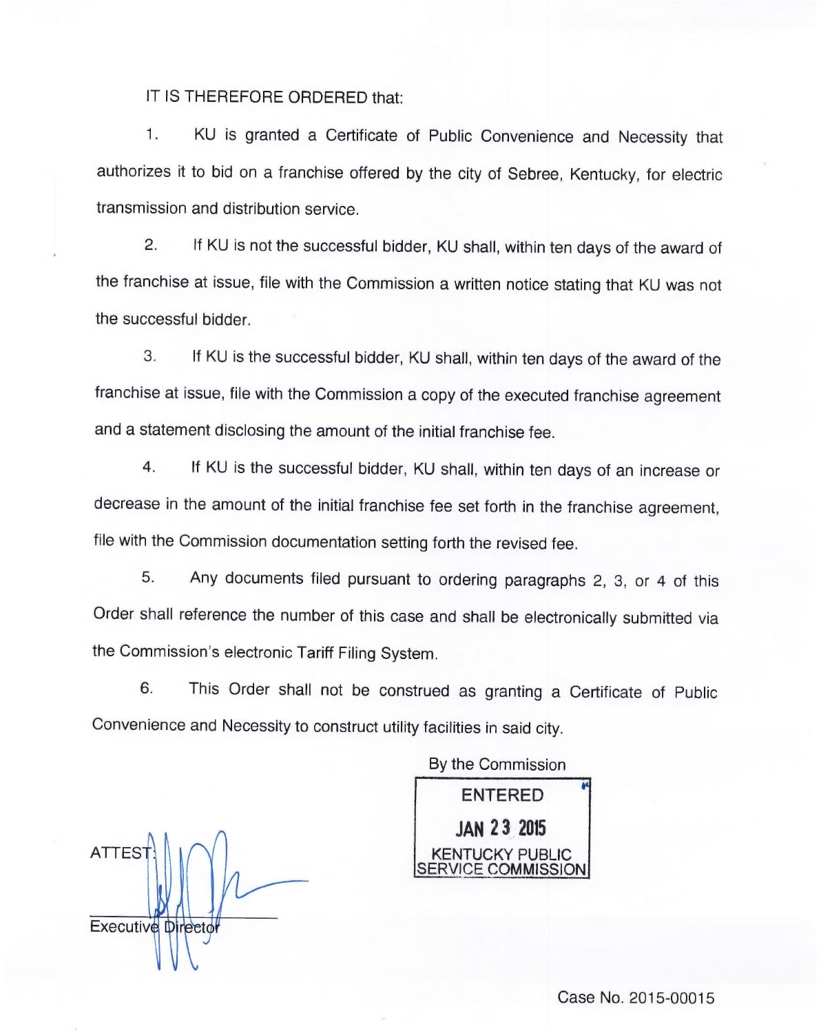IT IS THEREFORE ORDERED that:

1. KU is granted a Certificate of Public Convenience and Necessity that authorizes it to bid on a franchise offered by the city of Sebree, Kentucky, for electric transmission and distribution service.

2. If KU is not the successful bidder, KU shall, within ten days of the award of the franchise at issue, file with the Commission a written notice stating that KU was not the successful bidder.

3. If KU is the successful bidder, KU shall, within ten days of the award of the franchise at issue, file with the Commission a copy of the executed franchise agreement and a statement disclosing the amount of the initial franchise fee.

4. If KU is the successful bidder, KU shall, within ten days of an increase or decrease in the amount of the initial franchise fee set forth in the franchise agreement, file with the Commission documentation setting forth the revised fee.

5. Any documents filed pursuant to ordering paragraphs 2, 3, or 4 of this Order shall reference the number of this case and shall be electronically submitted via the Commission's electronic Tariff Filing System.

6. This Order shall not be construed as granting a Certificate of Public Convenience and Necessity to construct utility facilities in said city.

By the Commission

ENTERED
JAN 23 2015
KENTUCKY PUBLIC SERVICE COMMISSION

ATTEST:

Executive Director

Case No. 2015-00015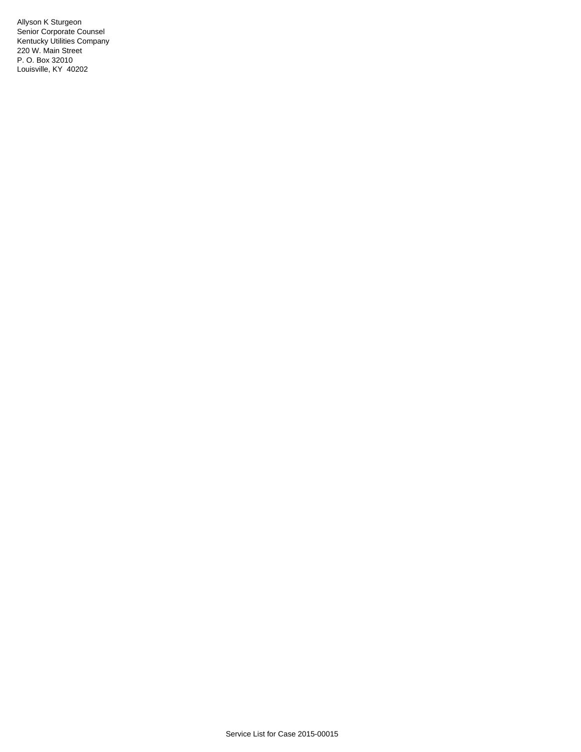Allyson K Sturgeon
Senior Corporate Counsel
Kentucky Utilities Company
220 W. Main Street
P. O. Box 32010
Louisville, KY 40202